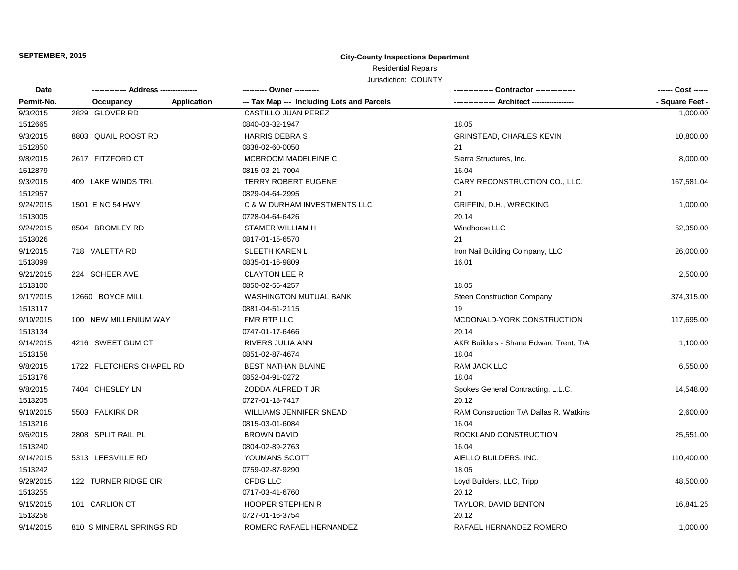**SEPTEMBER, 2015**

**City-County Inspections Department**

Residential Repairs

Jurisdiction: COUNTY

| Date / Permit-No. | Address / Occupancy | Application | Owner / Tax Map --- Including Lots and Parcels | Contractor / Architect | Cost / Square Feet |
|---|---|---|---|---|---|
| 9/3/2015 | 2829 GLOVER RD | | CASTILLO JUAN PEREZ | | 1,000.00 |
| 1512665 | | | 0840-03-32-1947 | 18.05 | |
| 9/3/2015 | 8803 QUAIL ROOST RD | | HARRIS DEBRA S | GRINSTEAD, CHARLES KEVIN | 10,800.00 |
| 1512850 | | | 0838-02-60-0050 | 21 | |
| 9/8/2015 | 2617 FITZFORD CT | | MCBROOM MADELEINE C | Sierra Structures, Inc. | 8,000.00 |
| 1512879 | | | 0815-03-21-7004 | 16.04 | |
| 9/3/2015 | 409 LAKE WINDS TRL | | TERRY ROBERT EUGENE | CARY RECONSTRUCTION CO., LLC. | 167,581.04 |
| 1512957 | | | 0829-04-64-2995 | 21 | |
| 9/24/2015 | 1501 E NC 54 HWY | | C & W DURHAM INVESTMENTS LLC | GRIFFIN, D.H., WRECKING | 1,000.00 |
| 1513005 | | | 0728-04-64-6426 | 20.14 | |
| 9/24/2015 | 8504 BROMLEY RD | | STAMER WILLIAM H | Windhorse LLC | 52,350.00 |
| 1513026 | | | 0817-01-15-6570 | 21 | |
| 9/1/2015 | 718 VALETTA RD | | SLEETH KAREN L | Iron Nail Building Company, LLC | 26,000.00 |
| 1513099 | | | 0835-01-16-9809 | 16.01 | |
| 9/21/2015 | 224 SCHEER AVE | | CLAYTON LEE R | | 2,500.00 |
| 1513100 | | | 0850-02-56-4257 | 18.05 | |
| 9/17/2015 | 12660 BOYCE MILL | | WASHINGTON MUTUAL BANK | Steen Construction Company | 374,315.00 |
| 1513117 | | | 0881-04-51-2115 | 19 | |
| 9/10/2015 | 100 NEW MILLENIUM WAY | | FMR RTP LLC | MCDONALD-YORK CONSTRUCTION | 117,695.00 |
| 1513134 | | | 0747-01-17-6466 | 20.14 | |
| 9/14/2015 | 4216 SWEET GUM CT | | RIVERS JULIA ANN | AKR Builders - Shane Edward Trent, T/A | 1,100.00 |
| 1513158 | | | 0851-02-87-4674 | 18.04 | |
| 9/8/2015 | 1722 FLETCHERS CHAPEL RD | | BEST NATHAN BLAINE | RAM JACK LLC | 6,550.00 |
| 1513176 | | | 0852-04-91-0272 | 18.04 | |
| 9/8/2015 | 7404 CHESLEY LN | | ZODDA ALFRED T JR | Spokes General Contracting, L.L.C. | 14,548.00 |
| 1513205 | | | 0727-01-18-7417 | 20.12 | |
| 9/10/2015 | 5503 FALKIRK DR | | WILLIAMS JENNIFER SNEAD | RAM Construction T/A Dallas R. Watkins | 2,600.00 |
| 1513216 | | | 0815-03-01-6084 | 16.04 | |
| 9/6/2015 | 2808 SPLIT RAIL PL | | BROWN DAVID | ROCKLAND CONSTRUCTION | 25,551.00 |
| 1513240 | | | 0804-02-89-2763 | 16.04 | |
| 9/14/2015 | 5313 LEESVILLE RD | | YOUMANS SCOTT | AIELLO BUILDERS, INC. | 110,400.00 |
| 1513242 | | | 0759-02-87-9290 | 18.05 | |
| 9/29/2015 | 122 TURNER RIDGE CIR | | CFDG LLC | Loyd Builders, LLC, Tripp | 48,500.00 |
| 1513255 | | | 0717-03-41-6760 | 20.12 | |
| 9/15/2015 | 101 CARLION CT | | HOOPER STEPHEN R | TAYLOR, DAVID BENTON | 16,841.25 |
| 1513256 | | | 0727-01-16-3754 | 20.12 | |
| 9/14/2015 | 810 S MINERAL SPRINGS RD | | ROMERO RAFAEL HERNANDEZ | RAFAEL HERNANDEZ ROMERO | 1,000.00 |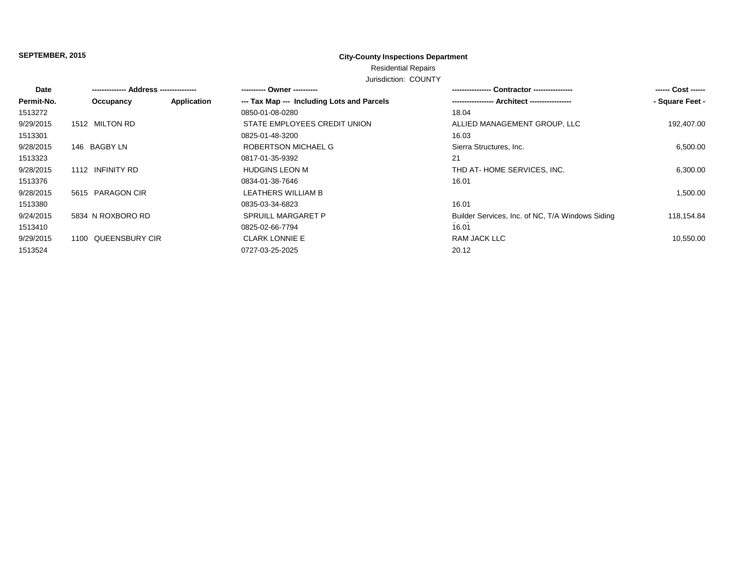**SEPTEMBER, 2015**

**City-County Inspections Department**

Residential Repairs

Jurisdiction: COUNTY

| Date | ------------- Address -------------- | | ---------- Owner ---------- | ---------------- Contractor ---------------- | ------ Cost ------ |
|---|---|---|---|---|---|
| **Permit-No.** | **Occupancy** | **Application** | **--- Tax Map --- Including Lots and Parcels** | **----------------- Architect -----------------** | **- Square Feet -** |
| 1513272 | | | 0850-01-08-0280 | 18.04 | |
| 9/29/2015 | 1512 MILTON RD | | STATE EMPLOYEES CREDIT UNION | ALLIED MANAGEMENT GROUP, LLC | 192,407.00 |
| 1513301 | | | 0825-01-48-3200 | 16.03 | |
| 9/28/2015 | 146 BAGBY LN | | ROBERTSON MICHAEL G | Sierra Structures, Inc. | 6,500.00 |
| 1513323 | | | 0817-01-35-9392 | 21 | |
| 9/28/2015 | 1112 INFINITY RD | | HUDGINS LEON M | THD AT- HOME SERVICES, INC. | 6,300.00 |
| 1513376 | | | 0834-01-38-7646 | 16.01 | |
| 9/28/2015 | 5615 PARAGON CIR | | LEATHERS WILLIAM B | | 1,500.00 |
| 1513380 | | | 0835-03-34-6823 | 16.01 | |
| 9/24/2015 | 5834 N ROXBORO RD | | SPRUILL MARGARET P | Builder Services, Inc. of NC, T/A Windows Siding | 118,154.84 |
| 1513410 | | | 0825-02-66-7794 | 16.01 | |
| 9/29/2015 | 1100 QUEENSBURY CIR | | CLARK LONNIE E | RAM JACK LLC | 10,550.00 |
| 1513524 | | | 0727-03-25-2025 | 20.12 | |